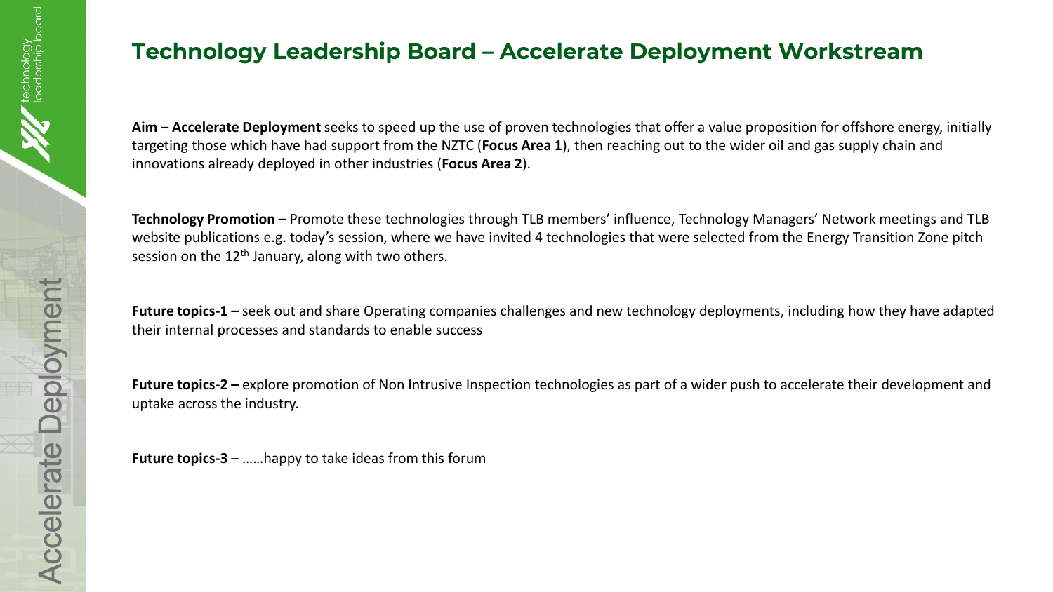# Technology Leadership Board – Accelerate Deployment Workstream

**Aim – Accelerate Deployment** seeks to speed up the use of proven technologies that offer a value proposition for offshore energy, initially targeting those which have had support from the NZTC (**Focus Area 1**), then reaching out to the wider oil and gas supply chain and innovations already deployed in other industries (**Focus Area 2**).

**Technology Promotion –** Promote these technologies through TLB members' influence, Technology Managers' Network meetings and TLB website publications e.g. today's session, where we have invited 4 technologies that were selected from the Energy Transition Zone pitch session on the 12th January, along with two others.

**Future topics-1 –** seek out and share Operating companies challenges and new technology deployments, including how they have adapted their internal processes and standards to enable success

**Future topics-2 –** explore promotion of Non Intrusive Inspection technologies as part of a wider push to accelerate their development and uptake across the industry.

**Future topics-3** – ……happy to take ideas from this forum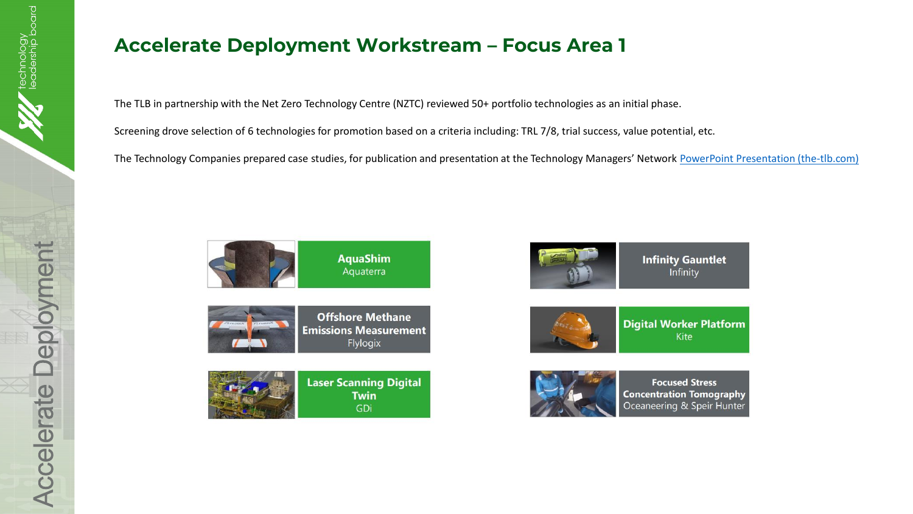# Accelerate Deployment Workstream – Focus Area 1

The TLB in partnership with the Net Zero Technology Centre (NZTC) reviewed 50+ portfolio technologies as an initial phase.

Screening drove selection of 6 technologies for promotion based on a criteria including: TRL 7/8, trial success, value potential, etc.

The Technology Companies prepared case studies, for publication and presentation at the Technology Managers' Network [PowerPoint Presentation (the-tlb.com)](PowerPoint Presentation (the-tlb.com))

- **AquaShim** – Aquaterra
- **Offshore Methane Emissions Measurement** – Flylogix
- **Laser Scanning Digital Twin** – GDi
- **Infinity Gauntlet** – Infinity
- **Digital Worker Platform** – Kite
- **Focused Stress Concentration Tomography** – Oceaneering & Speir Hunter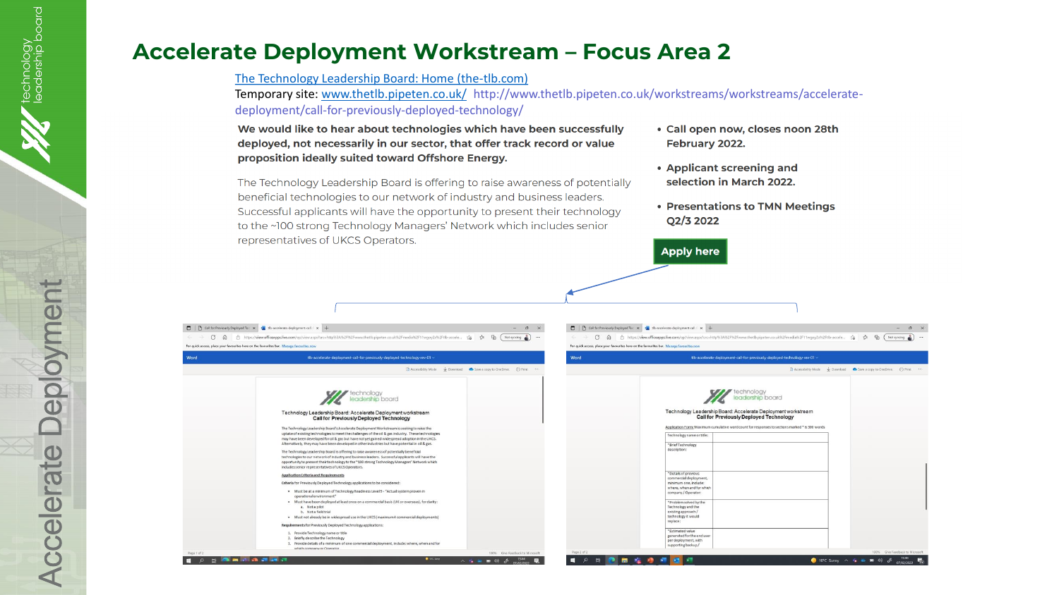# Accelerate Deployment Workstream – Focus Area 2

[The Technology Leadership Board: Home (the-tlb.com)](https://www.the-tlb.com)

Temporary site: [www.thetlb.pipeten.co.uk/](http://www.thetlb.pipeten.co.uk/) http://www.thetlb.pipeten.co.uk/workstreams/workstreams/accelerate-deployment/call-for-previously-deployed-technology/

**We would like to hear about technologies which have been successfully deployed, not necessarily in our sector, that offer track record or value proposition ideally suited toward Offshore Energy.**

The Technology Leadership Board is offering to raise awareness of potentially beneficial technologies to our network of industry and business leaders. Successful applicants will have the opportunity to present their technology to the ~100 strong Technology Managers' Network which includes senior representatives of UKCS Operators.

- **Call open now, closes noon 28th February 2022.**
- **Applicant screening and selection in March 2022.**
- **Presentations to TMN Meetings Q2/3 2022**

**Apply here**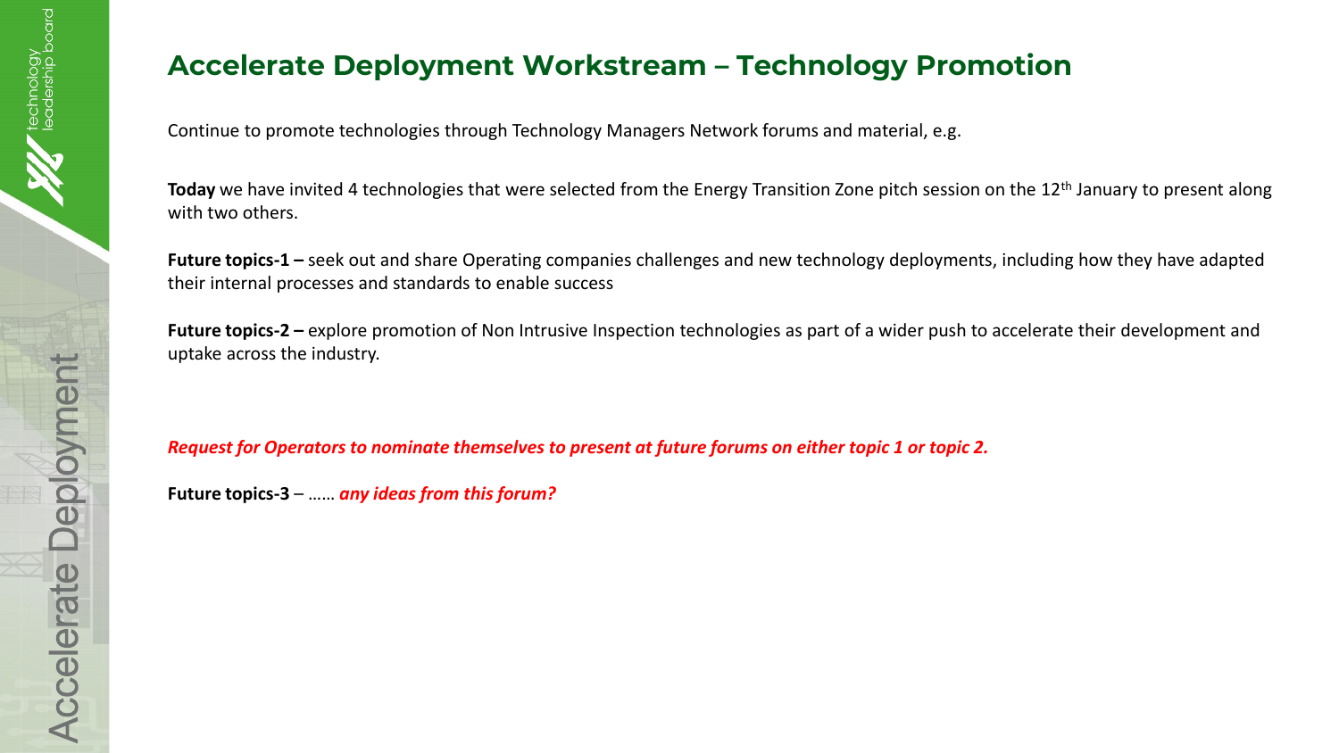# Accelerate Deployment Workstream – Technology Promotion

Continue to promote technologies through Technology Managers Network forums and material, e.g.

**Today** we have invited 4 technologies that were selected from the Energy Transition Zone pitch session on the 12th January to present along with two others.

**Future topics-1 –** seek out and share Operating companies challenges and new technology deployments, including how they have adapted their internal processes and standards to enable success

**Future topics-2 –** explore promotion of Non Intrusive Inspection technologies as part of a wider push to accelerate their development and uptake across the industry.

***Request for Operators to nominate themselves to present at future forums on either topic 1 or topic 2.***

**Future topics-3** – …… ***any ideas from this forum?***